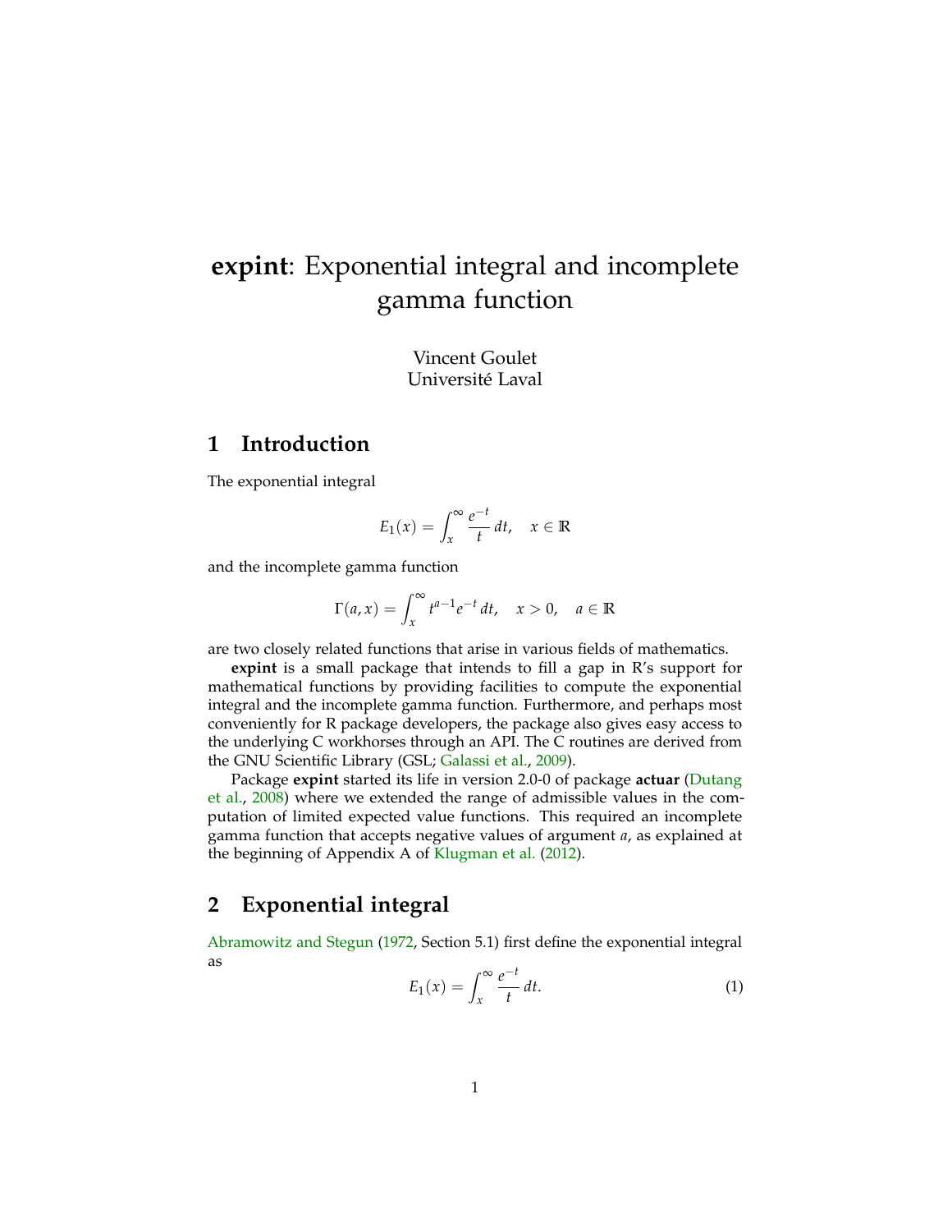# **expint**: Exponential integral and incomplete gamma function

Vincent Goulet
Université Laval

## 1 Introduction

The exponential integral

$$E_1(x) = \int_x^\infty \frac{e^{-t}}{t}\, dt, \quad x \in \mathbb{R}$$

and the incomplete gamma function

$$\Gamma(a, x) = \int_x^\infty t^{a-1} e^{-t}\, dt, \quad x > 0, \quad a \in \mathbb{R}$$

are two closely related functions that arise in various fields of mathematics.

**expint** is a small package that intends to fill a gap in R's support for mathematical functions by providing facilities to compute the exponential integral and the incomplete gamma function. Furthermore, and perhaps most conveniently for R package developers, the package also gives easy access to the underlying C workhorses through an API. The C routines are derived from the GNU Scientific Library (GSL; Galassi et al., 2009).

Package **expint** started its life in version 2.0-0 of package **actuar** (Dutang et al., 2008) where we extended the range of admissible values in the computation of limited expected value functions. This required an incomplete gamma function that accepts negative values of argument $a$, as explained at the beginning of Appendix A of Klugman et al. (2012).

## 2 Exponential integral

Abramowitz and Stegun (1972, Section 5.1) first define the exponential integral as

$$E_1(x) = \int_x^\infty \frac{e^{-t}}{t}\, dt. \tag{1}$$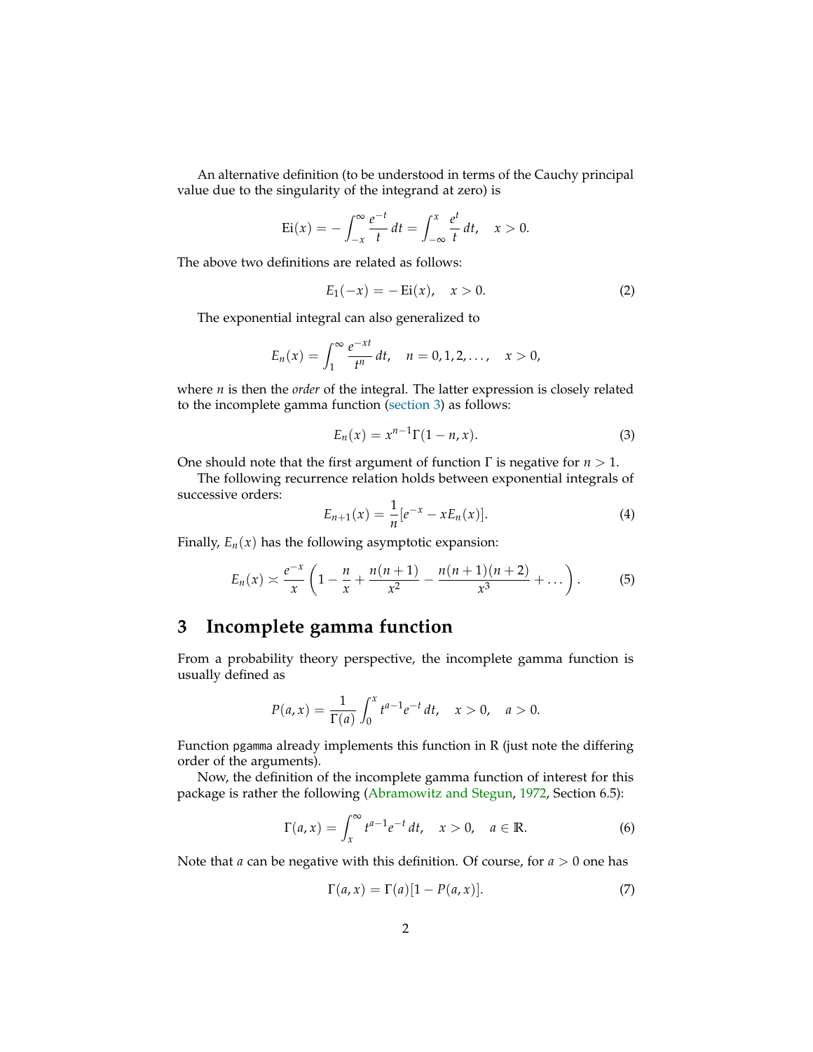An alternative definition (to be understood in terms of the Cauchy principal value due to the singularity of the integrand at zero) is

$$\mathrm{Ei}(x) = -\int_{-x}^{\infty} \frac{e^{-t}}{t}\, dt = \int_{-\infty}^{x} \frac{e^{t}}{t}\, dt, \quad x > 0.$$

The above two definitions are related as follows:

$$E_1(-x) = -\mathrm{Ei}(x), \quad x > 0. \tag{2}$$

The exponential integral can also generalized to

$$E_n(x) = \int_{1}^{\infty} \frac{e^{-xt}}{t^n}\, dt, \quad n = 0, 1, 2, \dots, \quad x > 0,$$

where $n$ is then the *order* of the integral. The latter expression is closely related to the incomplete gamma function (section 3) as follows:

$$E_n(x) = x^{n-1}\Gamma(1-n, x). \tag{3}$$

One should note that the first argument of function $\Gamma$ is negative for $n > 1$.

The following recurrence relation holds between exponential integrals of successive orders:

$$E_{n+1}(x) = \frac{1}{n}[e^{-x} - xE_n(x)]. \tag{4}$$

Finally, $E_n(x)$ has the following asymptotic expansion:

$$E_n(x) \asymp \frac{e^{-x}}{x}\left(1 - \frac{n}{x} + \frac{n(n+1)}{x^2} - \frac{n(n+1)(n+2)}{x^3} + \dots\right). \tag{5}$$

# 3 Incomplete gamma function

From a probability theory perspective, the incomplete gamma function is usually defined as

$$P(a, x) = \frac{1}{\Gamma(a)} \int_{0}^{x} t^{a-1} e^{-t}\, dt, \quad x > 0, \quad a > 0.$$

Function `pgamma` already implements this function in R (just note the differing order of the arguments).

Now, the definition of the incomplete gamma function of interest for this package is rather the following (Abramowitz and Stegun, 1972, Section 6.5):

$$\Gamma(a, x) = \int_{x}^{\infty} t^{a-1} e^{-t}\, dt, \quad x > 0, \quad a \in \mathbb{R}. \tag{6}$$

Note that $a$ can be negative with this definition. Of course, for $a > 0$ one has

$$\Gamma(a, x) = \Gamma(a)[1 - P(a, x)]. \tag{7}$$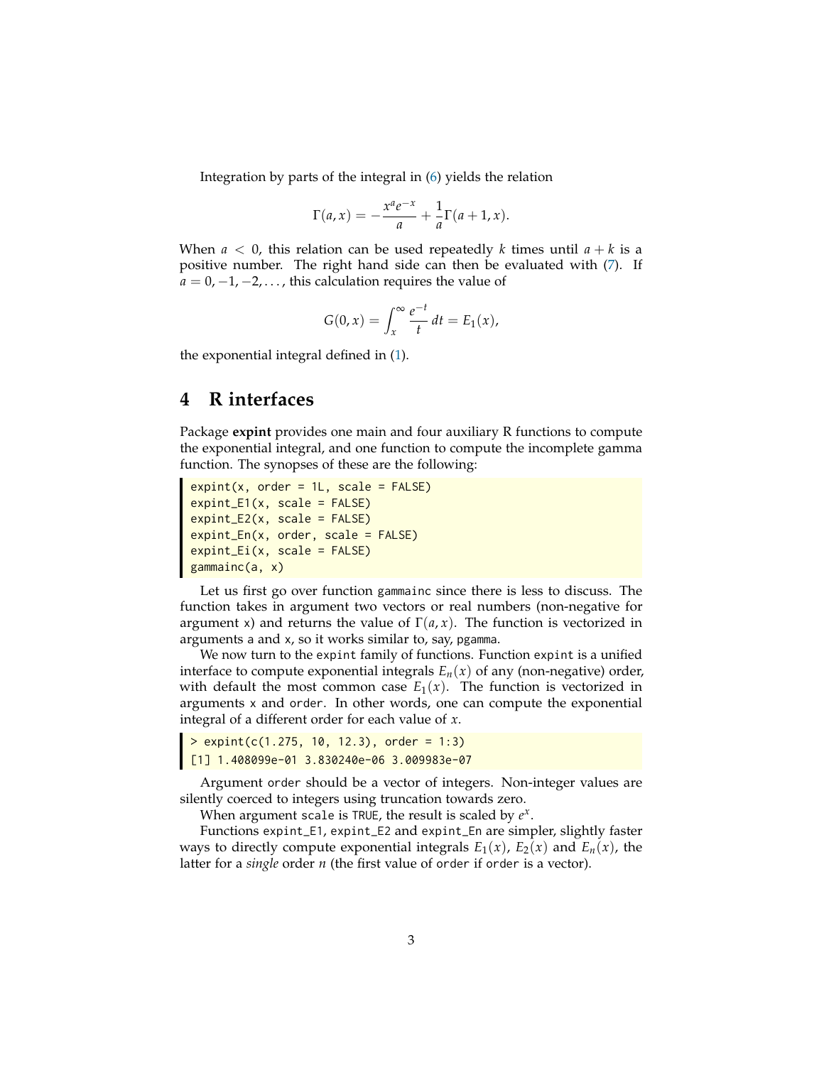Integration by parts of the integral in (6) yields the relation

$$\Gamma(a, x) = -\frac{x^a e^{-x}}{a} + \frac{1}{a}\Gamma(a+1, x).$$

When $a < 0$, this relation can be used repeatedly $k$ times until $a + k$ is a positive number. The right hand side can then be evaluated with (7). If $a = 0, -1, -2, \dots$, this calculation requires the value of

$$G(0, x) = \int_x^\infty \frac{e^{-t}}{t}\, dt = E_1(x),$$

the exponential integral defined in (1).

# 4 R interfaces

Package **expint** provides one main and four auxiliary R functions to compute the exponential integral, and one function to compute the incomplete gamma function. The synopses of these are the following:

```
expint(x, order = 1L, scale = FALSE)
expint_E1(x, scale = FALSE)
expint_E2(x, scale = FALSE)
expint_En(x, order, scale = FALSE)
expint_Ei(x, scale = FALSE)
gammainc(a, x)
```

Let us first go over function `gammainc` since there is less to discuss. The function takes in argument two vectors or real numbers (non-negative for argument `x`) and returns the value of $\Gamma(a, x)$. The function is vectorized in arguments `a` and `x`, so it works similar to, say, `pgamma`.

We now turn to the `expint` family of functions. Function `expint` is a unified interface to compute exponential integrals $E_n(x)$ of any (non-negative) order, with default the most common case $E_1(x)$. The function is vectorized in arguments `x` and `order`. In other words, one can compute the exponential integral of a different order for each value of $x$.

```
> expint(c(1.275, 10, 12.3), order = 1:3)
[1] 1.408099e-01 3.830240e-06 3.009983e-07
```

Argument `order` should be a vector of integers. Non-integer values are silently coerced to integers using truncation towards zero.

When argument `scale` is `TRUE`, the result is scaled by $e^x$.

Functions `expint_E1`, `expint_E2` and `expint_En` are simpler, slightly faster ways to directly compute exponential integrals $E_1(x)$, $E_2(x)$ and $E_n(x)$, the latter for a *single* order $n$ (the first value of `order` if `order` is a vector).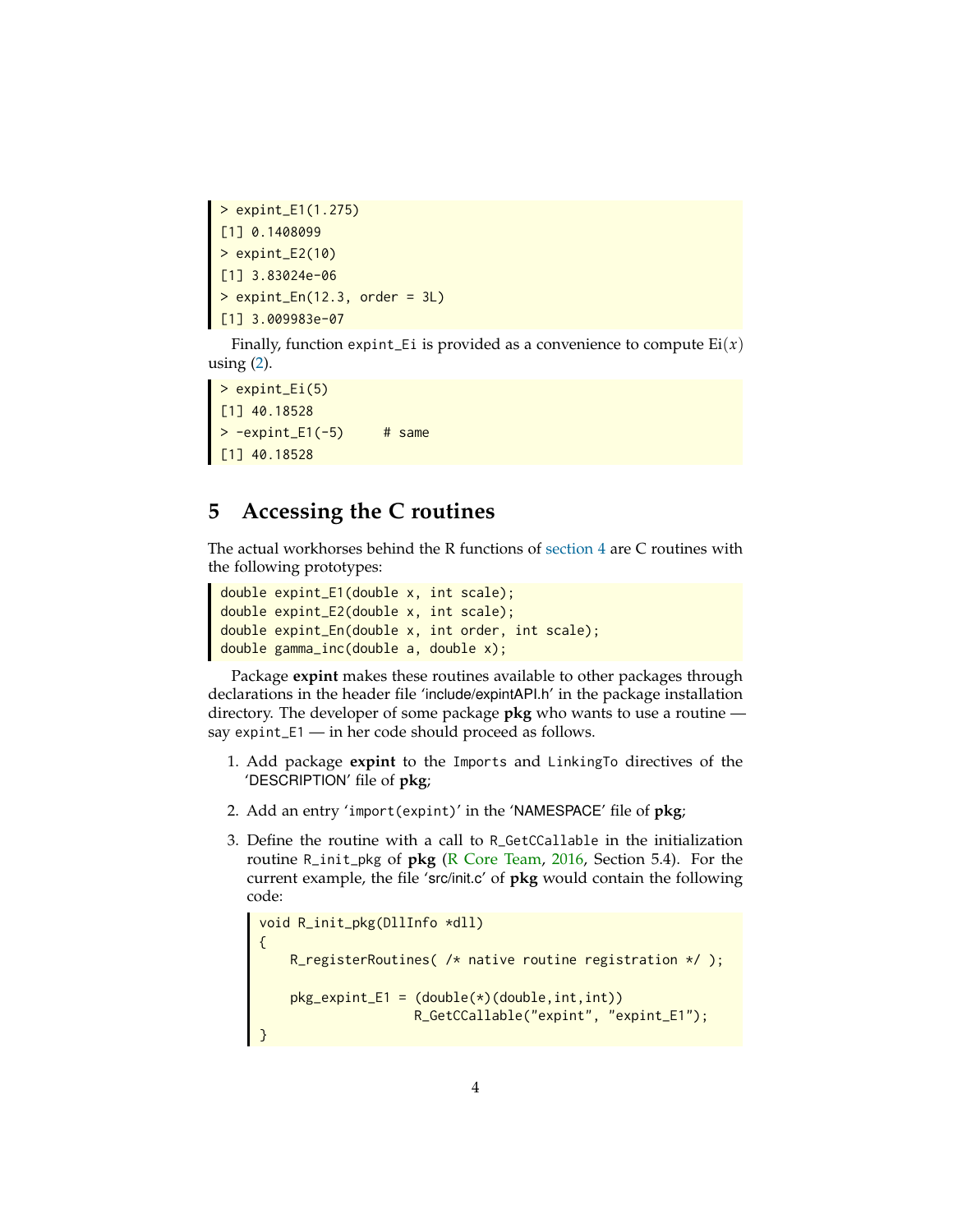```
> expint_E1(1.275)
[1] 0.1408099
> expint_E2(10)
[1] 3.83024e-06
> expint_En(12.3, order = 3L)
[1] 3.009983e-07
```

Finally, function `expint_Ei` is provided as a convenience to compute $\text{Ei}(x)$ using (2).

```
> expint_Ei(5)
[1] 40.18528
> -expint_E1(-5)     # same
[1] 40.18528
```

## 5 Accessing the C routines

The actual workhorses behind the R functions of section 4 are C routines with the following prototypes:

```
double expint_E1(double x, int scale);
double expint_E2(double x, int scale);
double expint_En(double x, int order, int scale);
double gamma_inc(double a, double x);
```

Package **expint** makes these routines available to other packages through declarations in the header file 'include/expintAPI.h' in the package installation directory. The developer of some package **pkg** who wants to use a routine — say `expint_E1` — in her code should proceed as follows.

1. Add package **expint** to the `Imports` and `LinkingTo` directives of the 'DESCRIPTION' file of **pkg**;

2. Add an entry '`import(expint)`' in the 'NAMESPACE' file of **pkg**;

3. Define the routine with a call to `R_GetCCallable` in the initialization routine `R_init_pkg` of **pkg** (R Core Team, 2016, Section 5.4). For the current example, the file 'src/init.c' of **pkg** would contain the following code:

```
void R_init_pkg(DllInfo *dll)
{
    R_registerRoutines( /* native routine registration */ );

    pkg_expint_E1 = (double(*)(double,int,int))
                    R_GetCCallable("expint", "expint_E1");
}
```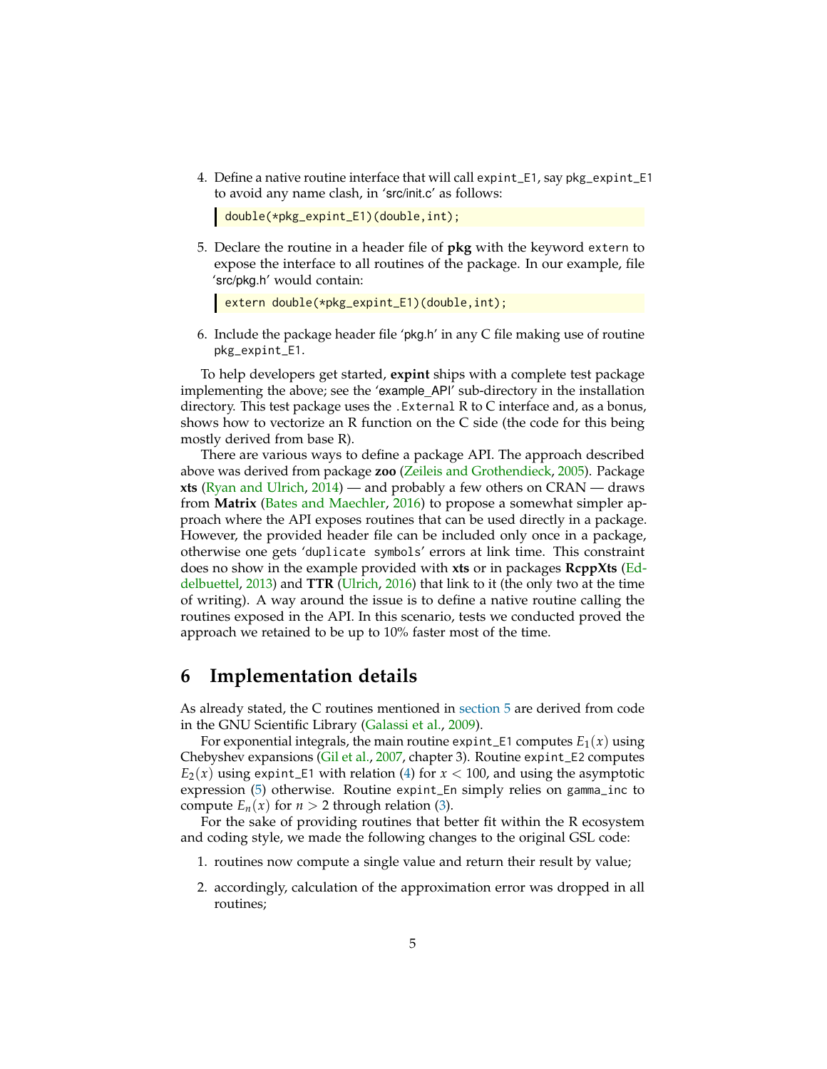4. Define a native routine interface that will call `expint_E1`, say `pkg_expint_E1` to avoid any name clash, in 'src/init.c' as follows:

```
double(*pkg_expint_E1)(double,int);
```

5. Declare the routine in a header file of **pkg** with the keyword `extern` to expose the interface to all routines of the package. In our example, file 'src/pkg.h' would contain:

```
extern double(*pkg_expint_E1)(double,int);
```

6. Include the package header file 'pkg.h' in any C file making use of routine `pkg_expint_E1`.

To help developers get started, **expint** ships with a complete test package implementing the above; see the 'example_API' sub-directory in the installation directory. This test package uses the `.External` R to C interface and, as a bonus, shows how to vectorize an R function on the C side (the code for this being mostly derived from base R).

There are various ways to define a package API. The approach described above was derived from package **zoo** (Zeileis and Grothendieck, 2005). Package **xts** (Ryan and Ulrich, 2014) — and probably a few others on CRAN — draws from **Matrix** (Bates and Maechler, 2016) to propose a somewhat simpler approach where the API exposes routines that can be used directly in a package. However, the provided header file can be included only once in a package, otherwise one gets '`duplicate symbols`' errors at link time. This constraint does no show in the example provided with **xts** or in packages **RcppXts** (Eddelbuettel, 2013) and **TTR** (Ulrich, 2016) that link to it (the only two at the time of writing). A way around the issue is to define a native routine calling the routines exposed in the API. In this scenario, tests we conducted proved the approach we retained to be up to 10% faster most of the time.

## 6 Implementation details

As already stated, the C routines mentioned in section 5 are derived from code in the GNU Scientific Library (Galassi et al., 2009).

For exponential integrals, the main routine `expint_E1` computes $E_1(x)$ using Chebyshev expansions (Gil et al., 2007, chapter 3). Routine `expint_E2` computes $E_2(x)$ using `expint_E1` with relation (4) for $x < 100$, and using the asymptotic expression (5) otherwise. Routine `expint_En` simply relies on `gamma_inc` to compute $E_n(x)$ for $n > 2$ through relation (3).

For the sake of providing routines that better fit within the R ecosystem and coding style, we made the following changes to the original GSL code:

1. routines now compute a single value and return their result by value;
2. accordingly, calculation of the approximation error was dropped in all routines;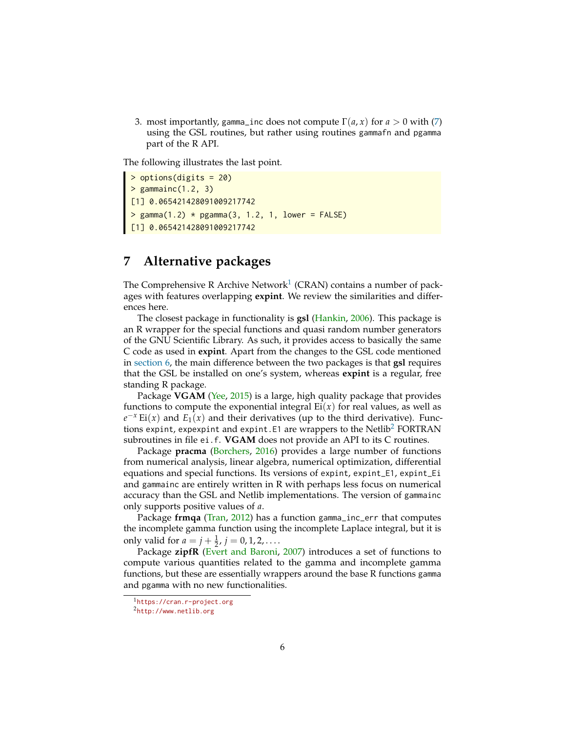3. most importantly, `gamma_inc` does not compute $\Gamma(a, x)$ for $a > 0$ with (7) using the GSL routines, but rather using routines `gammafn` and `pgamma` part of the R API.

The following illustrates the last point.

```
> options(digits = 20)
> gammainc(1.2, 3)
[1] 0.065421428091009217742
> gamma(1.2) * pgamma(3, 1.2, 1, lower = FALSE)
[1] 0.065421428091009217742
```

# 7 Alternative packages

The Comprehensive R Archive Network[1] (CRAN) contains a number of packages with features overlapping **expint**. We review the similarities and differences here.

The closest package in functionality is **gsl** (Hankin, 2006). This package is an R wrapper for the special functions and quasi random number generators of the GNU Scientific Library. As such, it provides access to basically the same C code as used in **expint**. Apart from the changes to the GSL code mentioned in section 6, the main difference between the two packages is that **gsl** requires that the GSL be installed on one's system, whereas **expint** is a regular, free standing R package.

Package **VGAM** (Yee, 2015) is a large, high quality package that provides functions to compute the exponential integral $\mathrm{Ei}(x)$ for real values, as well as $e^{-x}\,\mathrm{Ei}(x)$ and $E_1(x)$ and their derivatives (up to the third derivative). Functions `expint`, `expexpint` and `expint.E1` are wrappers to the Netlib[2] FORTRAN subroutines in file `ei.f`. **VGAM** does not provide an API to its C routines.

Package **pracma** (Borchers, 2016) provides a large number of functions from numerical analysis, linear algebra, numerical optimization, differential equations and special functions. Its versions of `expint`, `expint_E1`, `expint_Ei` and `gammainc` are entirely written in R with perhaps less focus on numerical accuracy than the GSL and Netlib implementations. The version of `gammainc` only supports positive values of $a$.

Package **frmqa** (Tran, 2012) has a function `gamma_inc_err` that computes the incomplete gamma function using the incomplete Laplace integral, but it is only valid for $a = j + \frac{1}{2}$, $j = 0, 1, 2, \dots$.

Package **zipfR** (Evert and Baroni, 2007) introduces a set of functions to compute various quantities related to the gamma and incomplete gamma functions, but these are essentially wrappers around the base R functions `gamma` and `pgamma` with no new functionalities.

[1] https://cran.r-project.org

[2] http://www.netlib.org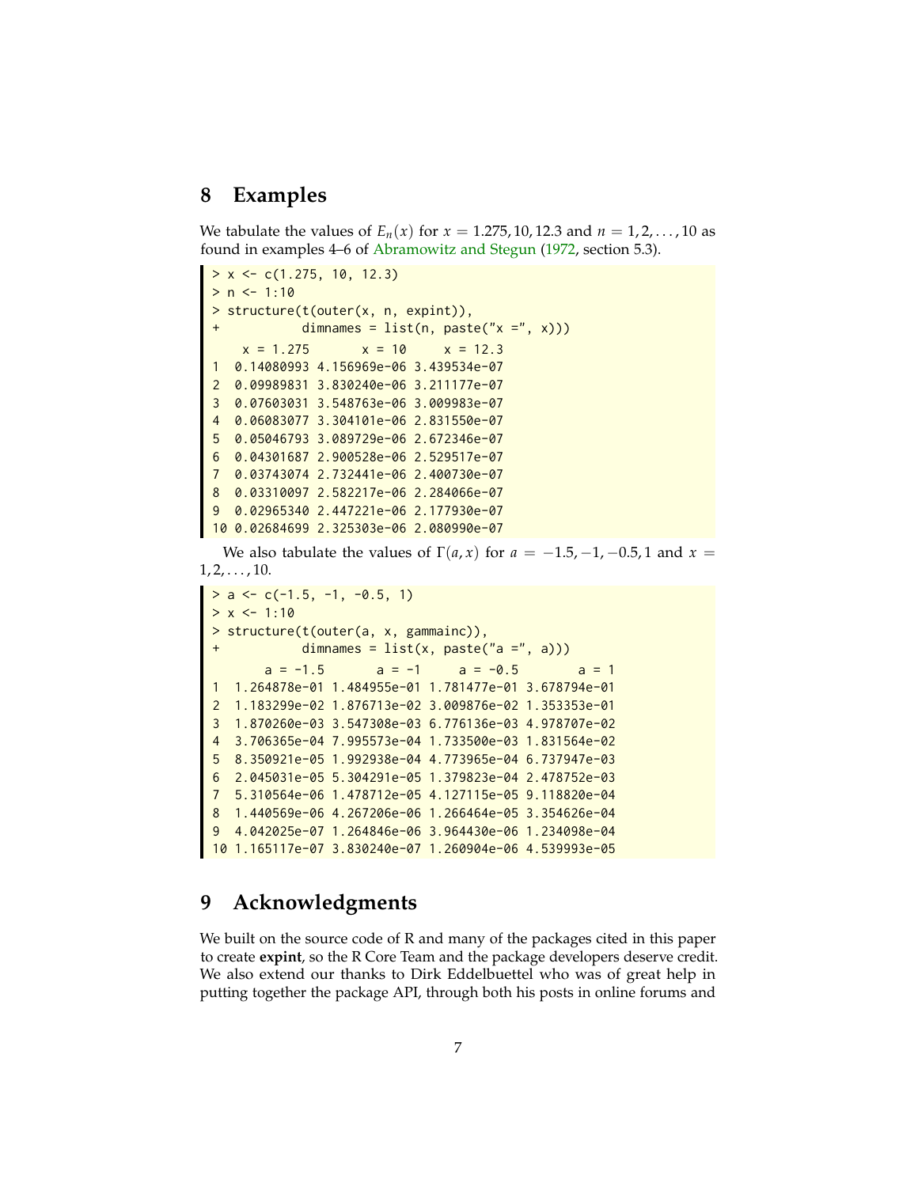## 8 Examples

We tabulate the values of $E_n(x)$ for $x = 1.275, 10, 12.3$ and $n = 1, 2, \ldots, 10$ as found in examples 4–6 of Abramowitz and Stegun (1972, section 5.3).

```
> x <- c(1.275, 10, 12.3)
> n <- 1:10
> structure(t(outer(x, n, expint)),
+           dimnames = list(n, paste("x =", x)))
    x = 1.275       x = 10     x = 12.3
1  0.14080993 4.156969e-06 3.439534e-07
2  0.09989831 3.830240e-06 3.211177e-07
3  0.07603031 3.548763e-06 3.009983e-07
4  0.06083077 3.304101e-06 2.831550e-07
5  0.05046793 3.089729e-06 2.672346e-07
6  0.04301687 2.900528e-06 2.529517e-07
7  0.03743074 2.732441e-06 2.400730e-07
8  0.03310097 2.582217e-06 2.284066e-07
9  0.02965340 2.447221e-06 2.177930e-07
10 0.02684699 2.325303e-06 2.080990e-07
```

We also tabulate the values of $\Gamma(a, x)$ for $a = -1.5, -1, -0.5, 1$ and $x = 1, 2, \ldots, 10$.

```
> a <- c(-1.5, -1, -0.5, 1)
> x <- 1:10
> structure(t(outer(a, x, gammainc)),
+           dimnames = list(x, paste("a =", a)))
       a = -1.5       a = -1     a = -0.5        a = 1
1  1.264878e-01 1.484955e-01 1.781477e-01 3.678794e-01
2  1.183299e-02 1.876713e-02 3.009876e-02 1.353353e-01
3  1.870260e-03 3.547308e-03 6.776136e-03 4.978707e-02
4  3.706365e-04 7.995573e-04 1.733500e-03 1.831564e-02
5  8.350921e-05 1.992938e-04 4.773965e-04 6.737947e-03
6  2.045031e-05 5.304291e-05 1.379823e-04 2.478752e-03
7  5.310564e-06 1.478712e-05 4.127115e-05 9.118820e-04
8  1.440569e-06 4.267206e-06 1.266464e-05 3.354626e-04
9  4.042025e-07 1.264846e-06 3.964430e-06 1.234098e-04
10 1.165117e-07 3.830240e-07 1.260904e-06 4.539993e-05
```

## 9 Acknowledgments

We built on the source code of R and many of the packages cited in this paper to create **expint**, so the R Core Team and the package developers deserve credit. We also extend our thanks to Dirk Eddelbuettel who was of great help in putting together the package API, through both his posts in online forums and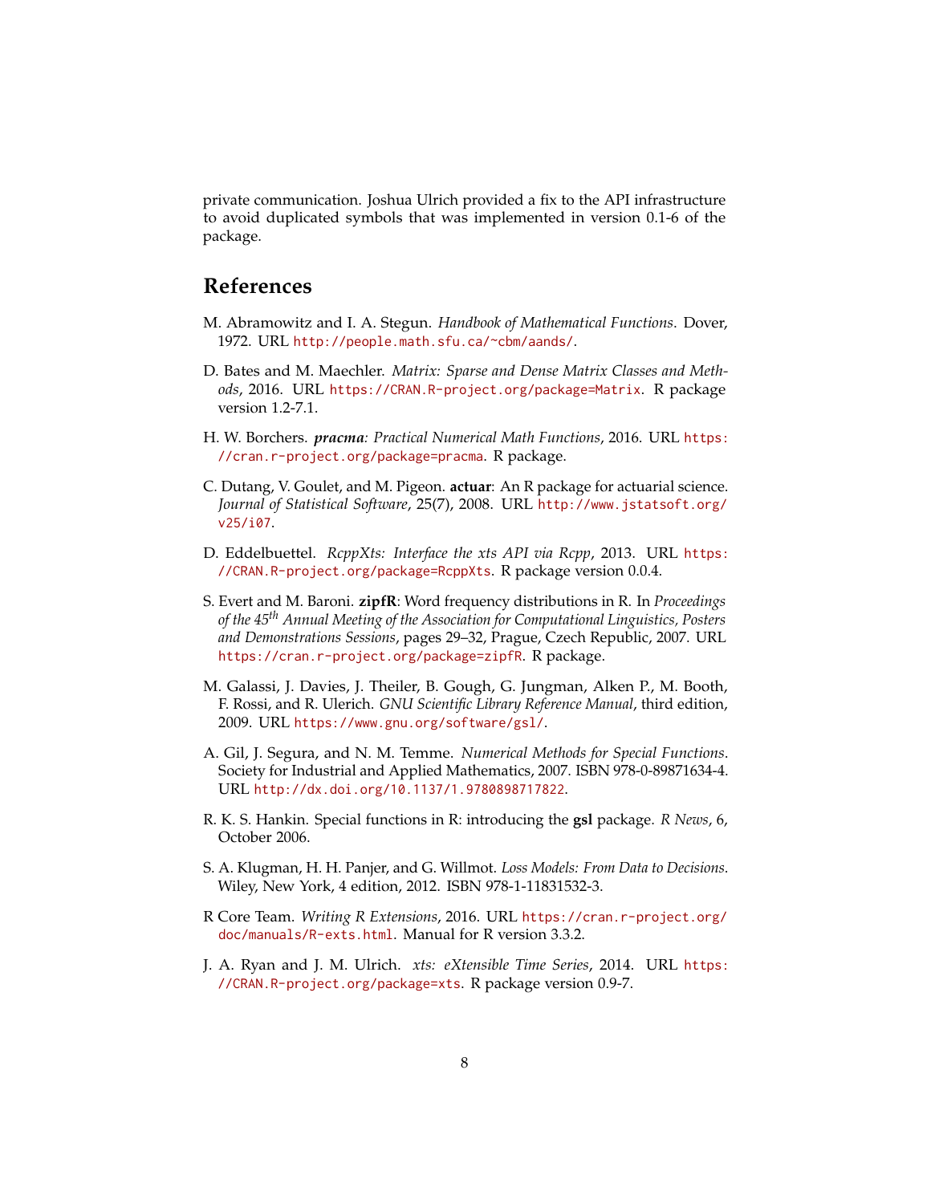private communication. Joshua Ulrich provided a fix to the API infrastructure to avoid duplicated symbols that was implemented in version 0.1-6 of the package.

## References

M. Abramowitz and I. A. Stegun. *Handbook of Mathematical Functions*. Dover, 1972. URL http://people.math.sfu.ca/~cbm/aands/.

D. Bates and M. Maechler. *Matrix: Sparse and Dense Matrix Classes and Methods*, 2016. URL https://CRAN.R-project.org/package=Matrix. R package version 1.2-7.1.

H. W. Borchers. ***pracma**: Practical Numerical Math Functions*, 2016. URL https://cran.r-project.org/package=pracma. R package.

C. Dutang, V. Goulet, and M. Pigeon. **actuar**: An R package for actuarial science. *Journal of Statistical Software*, 25(7), 2008. URL http://www.jstatsoft.org/v25/i07.

D. Eddelbuettel. *RcppXts: Interface the xts API via Rcpp*, 2013. URL https://CRAN.R-project.org/package=RcppXts. R package version 0.0.4.

S. Evert and M. Baroni. **zipfR**: Word frequency distributions in R. In *Proceedings of the 45th Annual Meeting of the Association for Computational Linguistics, Posters and Demonstrations Sessions*, pages 29–32, Prague, Czech Republic, 2007. URL https://cran.r-project.org/package=zipfR. R package.

M. Galassi, J. Davies, J. Theiler, B. Gough, G. Jungman, Alken P., M. Booth, F. Rossi, and R. Ulerich. *GNU Scientific Library Reference Manual*, third edition, 2009. URL https://www.gnu.org/software/gsl/.

A. Gil, J. Segura, and N. M. Temme. *Numerical Methods for Special Functions*. Society for Industrial and Applied Mathematics, 2007. ISBN 978-0-89871634-4. URL http://dx.doi.org/10.1137/1.9780898717822.

R. K. S. Hankin. Special functions in R: introducing the **gsl** package. *R News*, 6, October 2006.

S. A. Klugman, H. H. Panjer, and G. Willmot. *Loss Models: From Data to Decisions*. Wiley, New York, 4 edition, 2012. ISBN 978-1-11831532-3.

R Core Team. *Writing R Extensions*, 2016. URL https://cran.r-project.org/doc/manuals/R-exts.html. Manual for R version 3.3.2.

J. A. Ryan and J. M. Ulrich. *xts: eXtensible Time Series*, 2014. URL https://CRAN.R-project.org/package=xts. R package version 0.9-7.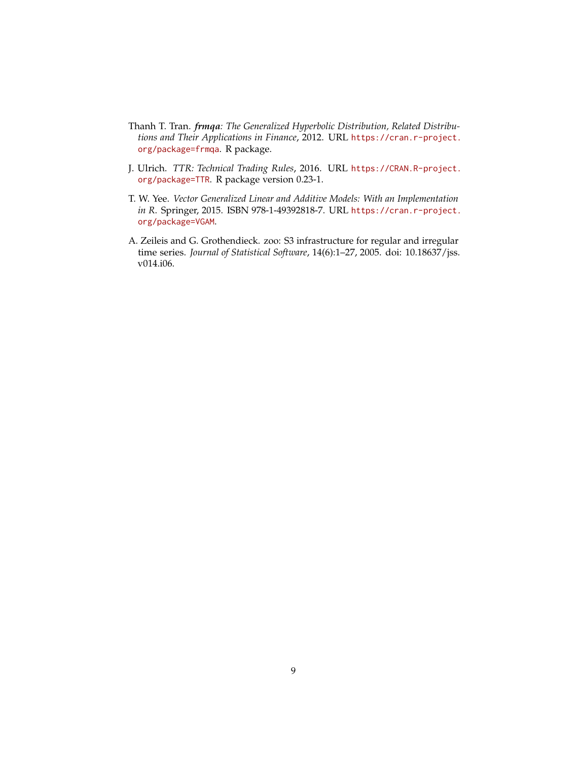Thanh T. Tran. ***frmqa****: The Generalized Hyperbolic Distribution, Related Distributions and Their Applications in Finance*, 2012. URL `https://cran.r-project.org/package=frmqa`. R package.

J. Ulrich. *TTR: Technical Trading Rules*, 2016. URL `https://CRAN.R-project.org/package=TTR`. R package version 0.23-1.

T. W. Yee. *Vector Generalized Linear and Additive Models: With an Implementation in R*. Springer, 2015. ISBN 978-1-49392818-7. URL `https://cran.r-project.org/package=VGAM`.

A. Zeileis and G. Grothendieck. zoo: S3 infrastructure for regular and irregular time series. *Journal of Statistical Software*, 14(6):1–27, 2005. doi: 10.18637/jss.v014.i06.